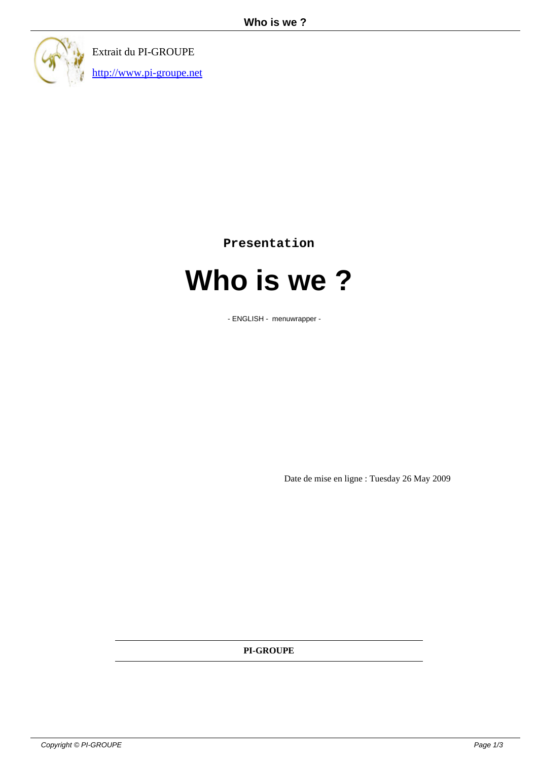Extrait du PI-GROUPE

http://www.pi-groupe.net

**Presentation**

# Who is we ?

- ENGLISH - menuwrapper -

Date de mise en ligne : Tuesday 26 May 2009

**PI-GROUPE**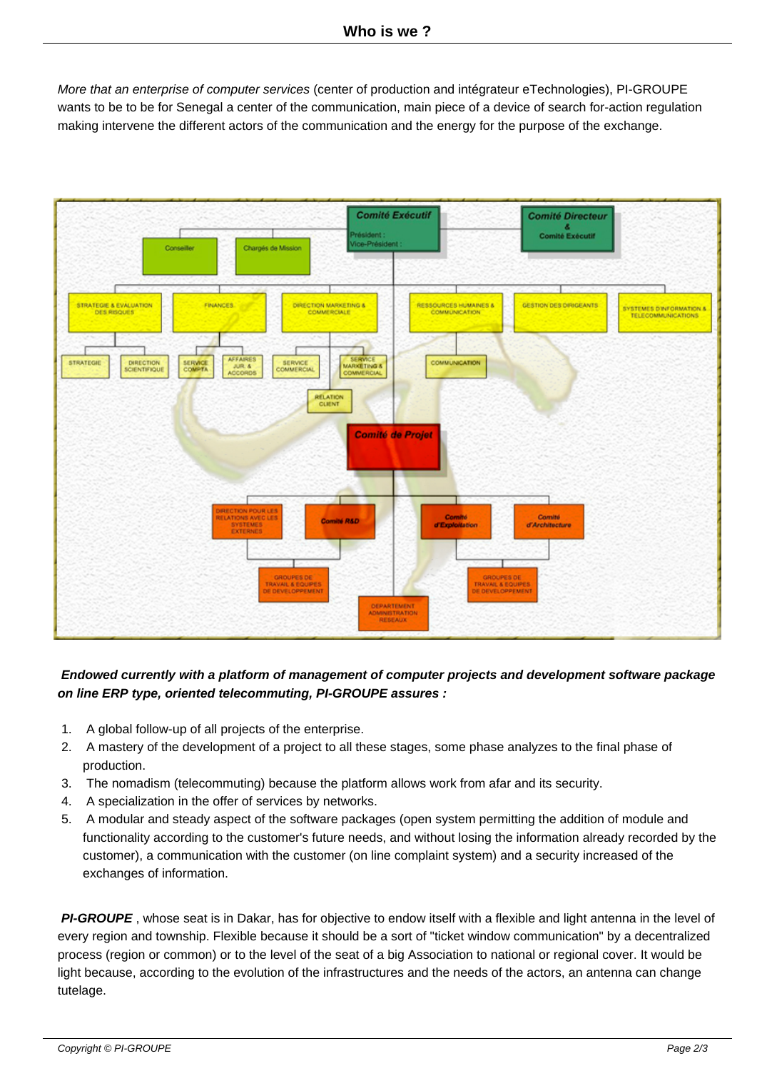# Who is we ?

*More that an enterprise of computer services* (center of production and intégrateur eTechnologies), PI-GROUPE wants to be to be for Senegal a center of the communication, main piece of a device of search for-action regulation making intervene the different actors of the communication and the energy for the purpose of the exchange.

***Endowed currently with a platform of management of computer projects and development software package on line ERP type, oriented telecommuting, PI-GROUPE assures :***

1. A global follow-up of all projects of the enterprise.
2. A mastery of the development of a project to all these stages, some phase analyzes to the final phase of production.
3. The nomadism (telecommuting) because the platform allows work from afar and its security.
4. A specialization in the offer of services by networks.
5. A modular and steady aspect of the software packages (open system permitting the addition of module and functionality according to the customer's future needs, and without losing the information already recorded by the customer), a communication with the customer (on line complaint system) and a security increased of the exchanges of information.

***PI-GROUPE*** , whose seat is in Dakar, has for objective to endow itself with a flexible and light antenna in the level of every region and township. Flexible because it should be a sort of "ticket window communication" by a decentralized process (region or common) or to the level of the seat of a big Association to national or regional cover. It would be light because, according to the evolution of the infrastructures and the needs of the actors, an antenna can change tutelage.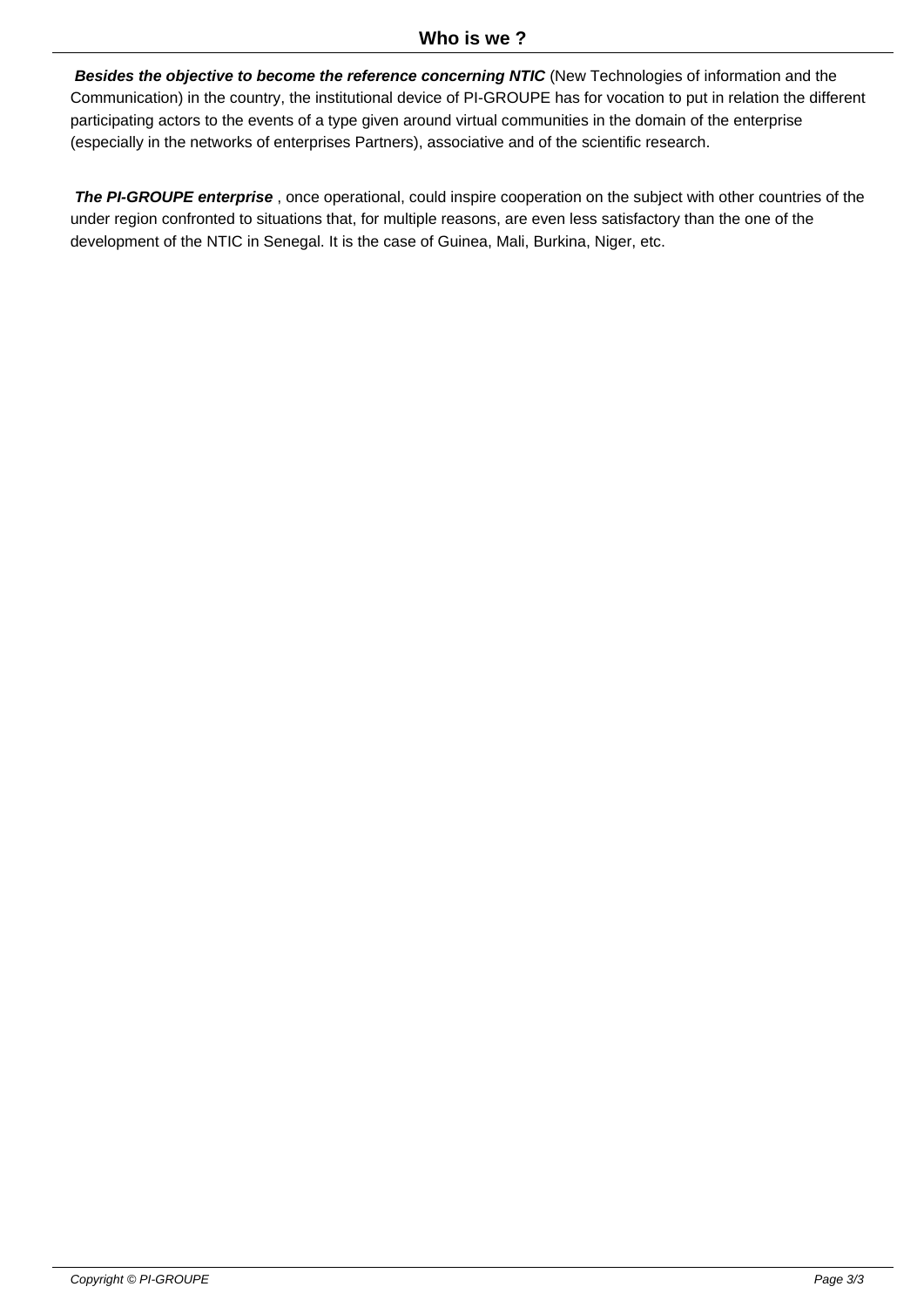**Besides the objective to become the reference concerning NTIC** (New Technologies of information and the Communication) in the country, the institutional device of PI-GROUPE has for vocation to put in relation the different participating actors to the events of a type given around virtual communities in the domain of the enterprise (especially in the networks of enterprises Partners), associative and of the scientific research.

**The PI-GROUPE enterprise** , once operational, could inspire cooperation on the subject with other countries of the under region confronted to situations that, for multiple reasons, are even less satisfactory than the one of the development of the NTIC in Senegal. It is the case of Guinea, Mali, Burkina, Niger, etc.